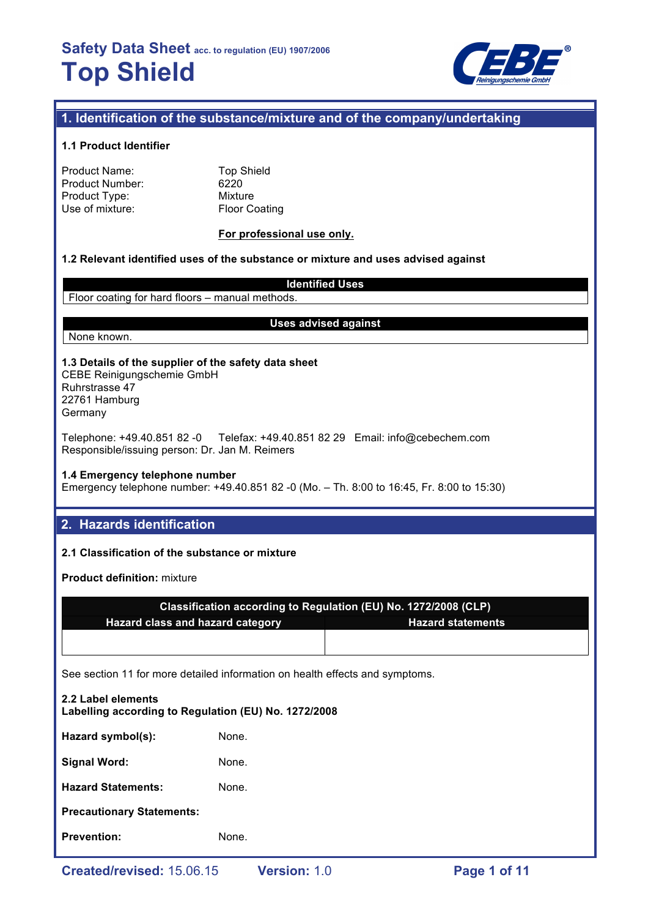# Safety Data Sheet acc. to regulation (EU) 1907/2006

# Top Shield

## 1. Identification of the substance/mixture and of the company/undertaking

### 1.1 Product Identifier

| | |
|---|---|
| Product Name: | Top Shield |
| Product Number: | 6220 |
| Product Type: | Mixture |
| Use of mixture: | Floor Coating |

**For professional use only.**

### 1.2 Relevant identified uses of the substance or mixture and uses advised against

| Identified Uses |
|---|
| Floor coating for hard floors – manual methods. |

| Uses advised against |
|---|
| None known. |

### 1.3 Details of the supplier of the safety data sheet

CEBE Reinigungschemie GmbH
Ruhrstrasse 47
22761 Hamburg
Germany

Telephone: +49.40.851 82 -0 Telefax: +49.40.851 82 29 Email: info@cebechem.com
Responsible/issuing person: Dr. Jan M. Reimers

### 1.4 Emergency telephone number

Emergency telephone number: +49.40.851 82 -0 (Mo. – Th. 8:00 to 16:45, Fr. 8:00 to 15:30)

## 2. Hazards identification

### 2.1 Classification of the substance or mixture

**Product definition:** mixture

| Classification according to Regulation (EU) No. 1272/2008 (CLP) | |
|---|---|
| **Hazard class and hazard category** | **Hazard statements** |
| | |

See section 11 for more detailed information on health effects and symptoms.

### 2.2 Label elements

**Labelling according to Regulation (EU) No. 1272/2008**

**Hazard symbol(s):** None.

**Signal Word:** None.

**Hazard Statements:** None.

**Precautionary Statements:**

**Prevention:** None.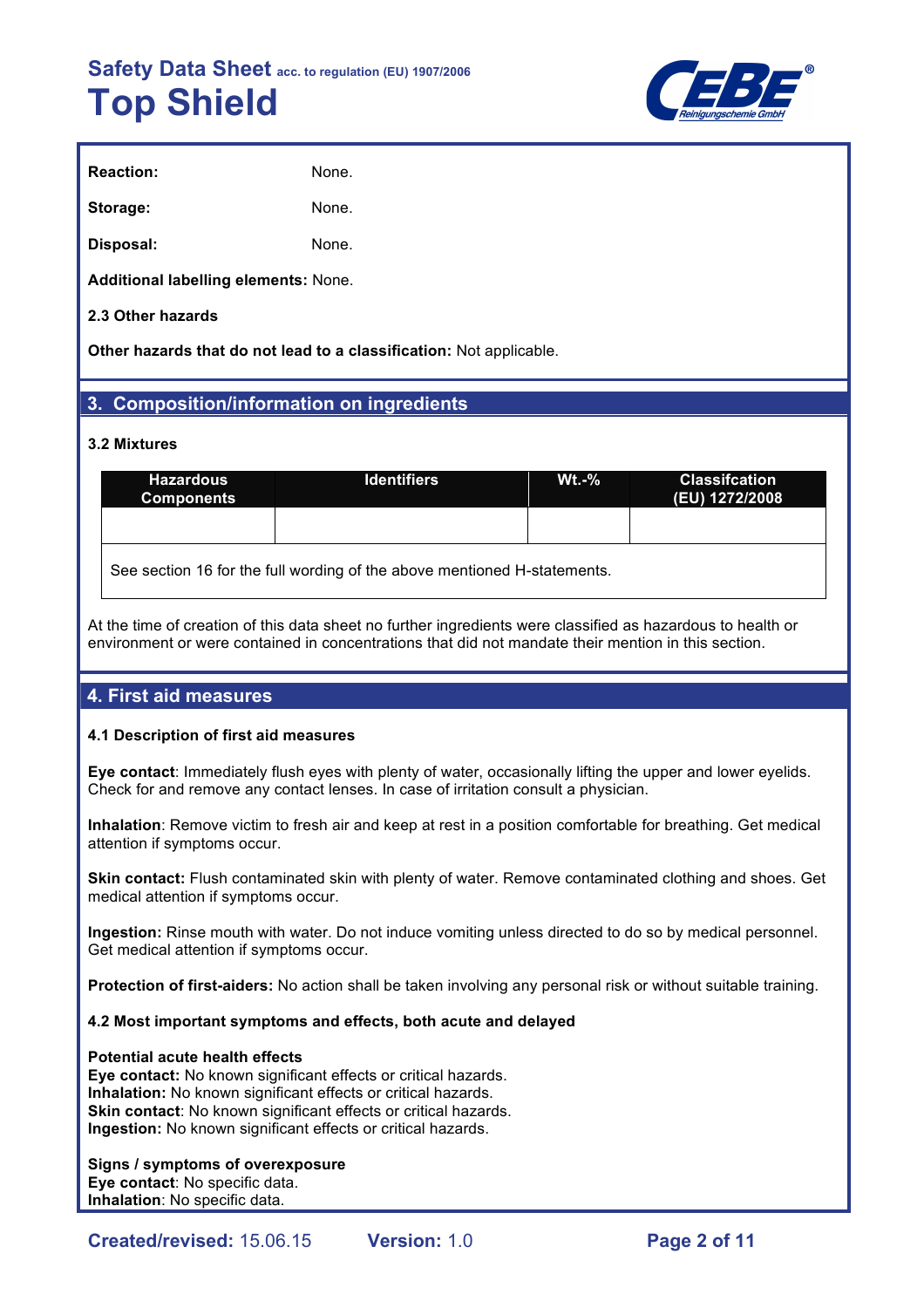**Reaction:** None.

**Storage:** None.

**Disposal:** None.

**Additional labelling elements:** None.

**2.3 Other hazards**

**Other hazards that do not lead to a classification:** Not applicable.

## 3. Composition/information on ingredients

**3.2 Mixtures**

| Hazardous Components | Identifiers | Wt.-% | Classifcation (EU) 1272/2008 |
|---|---|---|---|
| | | | |
| See section 16 for the full wording of the above mentioned H-statements. | | | |

At the time of creation of this data sheet no further ingredients were classified as hazardous to health or environment or were contained in concentrations that did not mandate their mention in this section.

## 4. First aid measures

**4.1 Description of first aid measures**

**Eye contact**: Immediately flush eyes with plenty of water, occasionally lifting the upper and lower eyelids. Check for and remove any contact lenses. In case of irritation consult a physician.

**Inhalation**: Remove victim to fresh air and keep at rest in a position comfortable for breathing. Get medical attention if symptoms occur.

**Skin contact:** Flush contaminated skin with plenty of water. Remove contaminated clothing and shoes. Get medical attention if symptoms occur.

**Ingestion:** Rinse mouth with water. Do not induce vomiting unless directed to do so by medical personnel. Get medical attention if symptoms occur.

**Protection of first-aiders:** No action shall be taken involving any personal risk or without suitable training.

**4.2 Most important symptoms and effects, both acute and delayed**

**Potential acute health effects**
**Eye contact:** No known significant effects or critical hazards.
**Inhalation:** No known significant effects or critical hazards.
**Skin contact**: No known significant effects or critical hazards.
**Ingestion:** No known significant effects or critical hazards.

**Signs / symptoms of overexposure**
**Eye contact**: No specific data.
**Inhalation**: No specific data.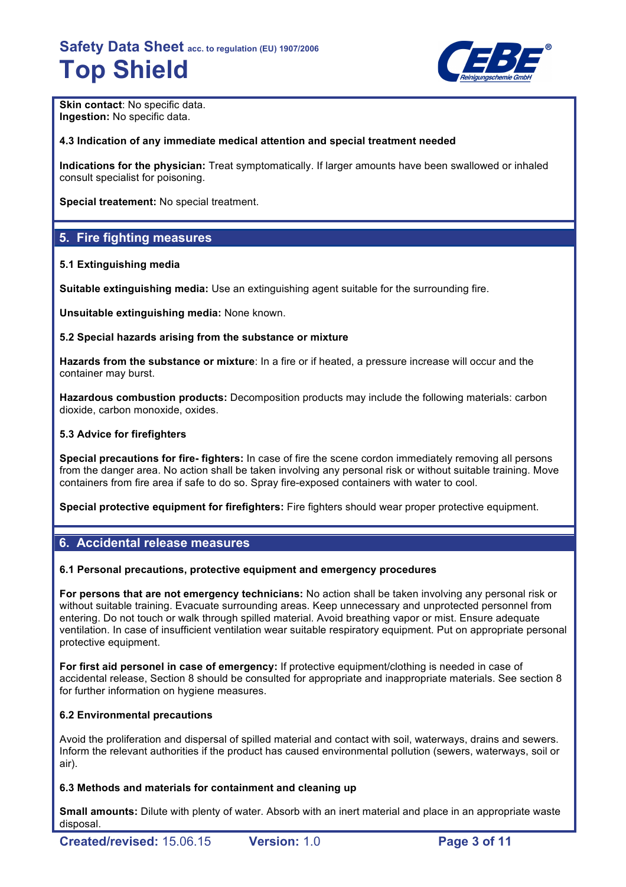**Skin contact**: No specific data.
**Ingestion:** No specific data.

**4.3 Indication of any immediate medical attention and special treatment needed**

**Indications for the physician:** Treat symptomatically. If larger amounts have been swallowed or inhaled consult specialist for poisoning.

**Special treatement:** No special treatment.

## 5. Fire fighting measures

**5.1 Extinguishing media**

**Suitable extinguishing media:** Use an extinguishing agent suitable for the surrounding fire.

**Unsuitable extinguishing media:** None known.

**5.2 Special hazards arising from the substance or mixture**

**Hazards from the substance or mixture**: In a fire or if heated, a pressure increase will occur and the container may burst.

**Hazardous combustion products:** Decomposition products may include the following materials: carbon dioxide, carbon monoxide, oxides.

**5.3 Advice for firefighters**

**Special precautions for fire- fighters:** In case of fire the scene cordon immediately removing all persons from the danger area. No action shall be taken involving any personal risk or without suitable training. Move containers from fire area if safe to do so. Spray fire-exposed containers with water to cool.

**Special protective equipment for firefighters:** Fire fighters should wear proper protective equipment.

## 6. Accidental release measures

**6.1 Personal precautions, protective equipment and emergency procedures**

**For persons that are not emergency technicians:** No action shall be taken involving any personal risk or without suitable training. Evacuate surrounding areas. Keep unnecessary and unprotected personnel from entering. Do not touch or walk through spilled material. Avoid breathing vapor or mist. Ensure adequate ventilation. In case of insufficient ventilation wear suitable respiratory equipment. Put on appropriate personal protective equipment.

**For first aid personel in case of emergency:** If protective equipment/clothing is needed in case of accidental release, Section 8 should be consulted for appropriate and inappropriate materials. See section 8 for further information on hygiene measures.

**6.2 Environmental precautions**

Avoid the proliferation and dispersal of spilled material and contact with soil, waterways, drains and sewers. Inform the relevant authorities if the product has caused environmental pollution (sewers, waterways, soil or air).

**6.3 Methods and materials for containment and cleaning up**

**Small amounts:** Dilute with plenty of water. Absorb with an inert material and place in an appropriate waste disposal.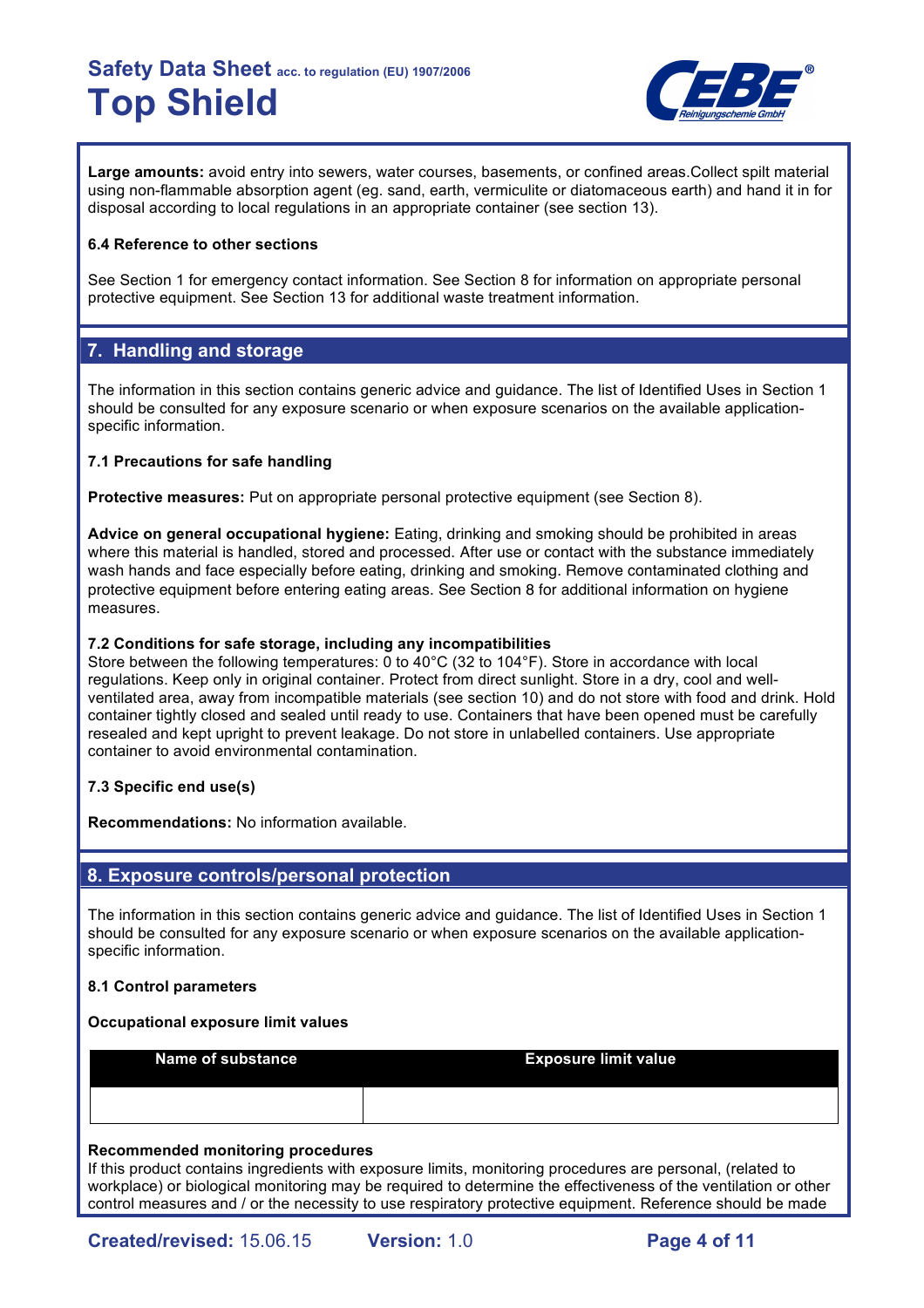**Large amounts:** avoid entry into sewers, water courses, basements, or confined areas.Collect spilt material using non-flammable absorption agent (eg. sand, earth, vermiculite or diatomaceous earth) and hand it in for disposal according to local regulations in an appropriate container (see section 13).

**6.4 Reference to other sections**

See Section 1 for emergency contact information. See Section 8 for information on appropriate personal protective equipment. See Section 13 for additional waste treatment information.

## 7. Handling and storage

The information in this section contains generic advice and guidance. The list of Identified Uses in Section 1 should be consulted for any exposure scenario or when exposure scenarios on the available application-specific information.

**7.1 Precautions for safe handling**

**Protective measures:** Put on appropriate personal protective equipment (see Section 8).

**Advice on general occupational hygiene:** Eating, drinking and smoking should be prohibited in areas where this material is handled, stored and processed. After use or contact with the substance immediately wash hands and face especially before eating, drinking and smoking. Remove contaminated clothing and protective equipment before entering eating areas. See Section 8 for additional information on hygiene measures.

**7.2 Conditions for safe storage, including any incompatibilities**
Store between the following temperatures: 0 to 40°C (32 to 104°F). Store in accordance with local regulations. Keep only in original container. Protect from direct sunlight. Store in a dry, cool and well-ventilated area, away from incompatible materials (see section 10) and do not store with food and drink. Hold container tightly closed and sealed until ready to use. Containers that have been opened must be carefully resealed and kept upright to prevent leakage. Do not store in unlabelled containers. Use appropriate container to avoid environmental contamination.

**7.3 Specific end use(s)**

**Recommendations:** No information available.

## 8. Exposure controls/personal protection

The information in this section contains generic advice and guidance. The list of Identified Uses in Section 1 should be consulted for any exposure scenario or when exposure scenarios on the available application-specific information.

**8.1 Control parameters**

**Occupational exposure limit values**

| Name of substance | Exposure limit value |
| --- | --- |
| | |

**Recommended monitoring procedures**
If this product contains ingredients with exposure limits, monitoring procedures are personal, (related to workplace) or biological monitoring may be required to determine the effectiveness of the ventilation or other control measures and / or the necessity to use respiratory protective equipment. Reference should be made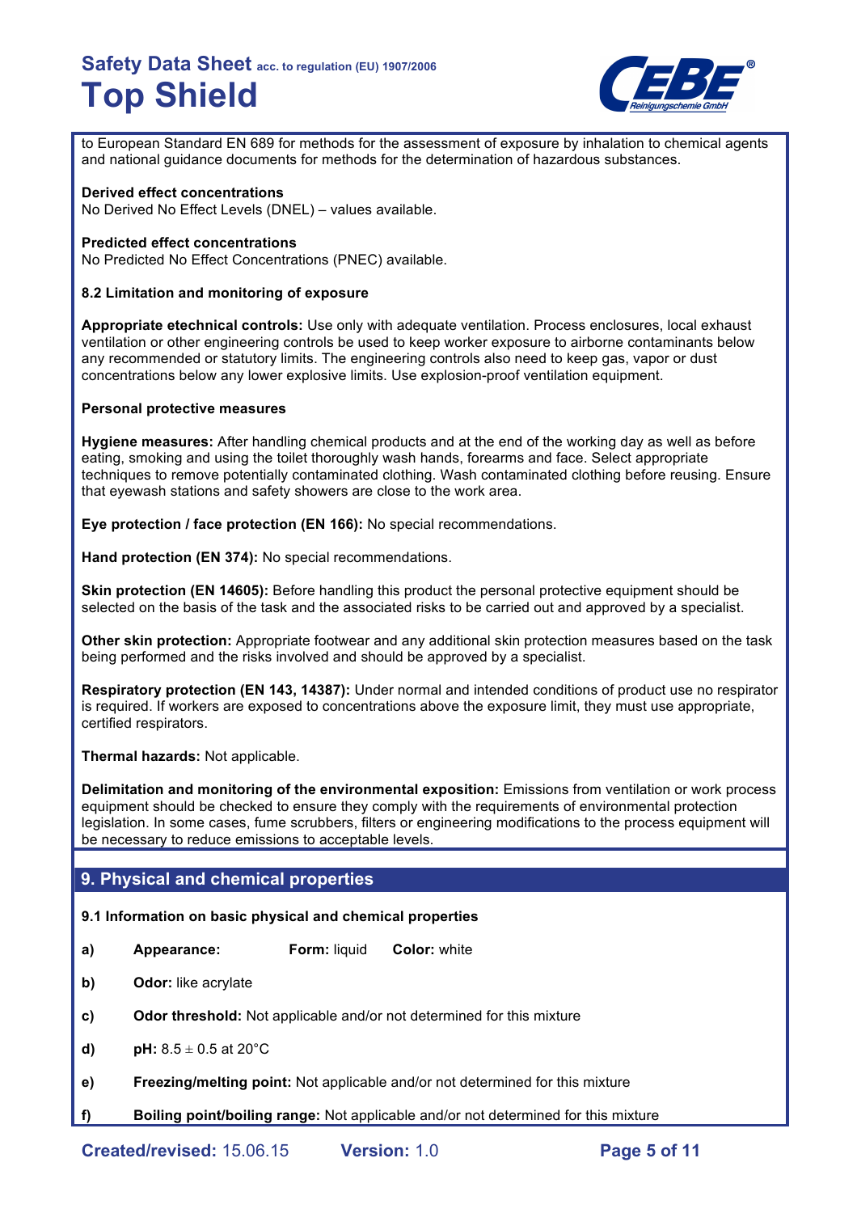to European Standard EN 689 for methods for the assessment of exposure by inhalation to chemical agents and national guidance documents for methods for the determination of hazardous substances.

**Derived effect concentrations**
No Derived No Effect Levels (DNEL) – values available.

**Predicted effect concentrations**
No Predicted No Effect Concentrations (PNEC) available.

**8.2 Limitation and monitoring of exposure**

**Appropriate etechnical controls:** Use only with adequate ventilation. Process enclosures, local exhaust ventilation or other engineering controls be used to keep worker exposure to airborne contaminants below any recommended or statutory limits. The engineering controls also need to keep gas, vapor or dust concentrations below any lower explosive limits. Use explosion-proof ventilation equipment.

**Personal protective measures**

**Hygiene measures:** After handling chemical products and at the end of the working day as well as before eating, smoking and using the toilet thoroughly wash hands, forearms and face. Select appropriate techniques to remove potentially contaminated clothing. Wash contaminated clothing before reusing. Ensure that eyewash stations and safety showers are close to the work area.

**Eye protection / face protection (EN 166):** No special recommendations.

**Hand protection (EN 374):** No special recommendations.

**Skin protection (EN 14605):** Before handling this product the personal protective equipment should be selected on the basis of the task and the associated risks to be carried out and approved by a specialist.

**Other skin protection:** Appropriate footwear and any additional skin protection measures based on the task being performed and the risks involved and should be approved by a specialist.

**Respiratory protection (EN 143, 14387):** Under normal and intended conditions of product use no respirator is required. If workers are exposed to concentrations above the exposure limit, they must use appropriate, certified respirators.

**Thermal hazards:** Not applicable.

**Delimitation and monitoring of the environmental exposition:** Emissions from ventilation or work process equipment should be checked to ensure they comply with the requirements of environmental protection legislation. In some cases, fume scrubbers, filters or engineering modifications to the process equipment will be necessary to reduce emissions to acceptable levels.

## 9. Physical and chemical properties

**9.1 Information on basic physical and chemical properties**

- **a)** **Appearance:** **Form:** liquid **Color:** white
- **b)** **Odor:** like acrylate
- **c)** **Odor threshold:** Not applicable and/or not determined for this mixture
- **d)** **pH:** 8.5 ± 0.5 at 20°C
- **e)** **Freezing/melting point:** Not applicable and/or not determined for this mixture
- **f)** **Boiling point/boiling range:** Not applicable and/or not determined for this mixture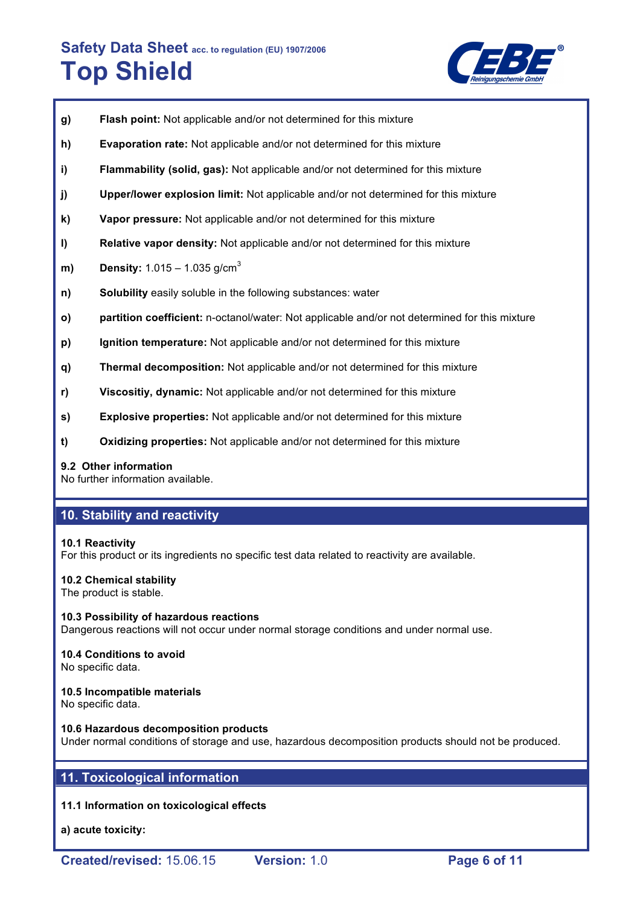**g)** **Flash point:** Not applicable and/or not determined for this mixture

**h)** **Evaporation rate:** Not applicable and/or not determined for this mixture

**i)** **Flammability (solid, gas):** Not applicable and/or not determined for this mixture

**j)** **Upper/lower explosion limit:** Not applicable and/or not determined for this mixture

**k)** **Vapor pressure:** Not applicable and/or not determined for this mixture

**l)** **Relative vapor density:** Not applicable and/or not determined for this mixture

**m)** **Density:** 1.015 – 1.035 g/cm$^3$

**n)** **Solubility** easily soluble in the following substances: water

**o)** **partition coefficient:** n-octanol/water: Not applicable and/or not determined for this mixture

**p)** **Ignition temperature:** Not applicable and/or not determined for this mixture

**q)** **Thermal decomposition:** Not applicable and/or not determined for this mixture

**r)** **Viscositiy, dynamic:** Not applicable and/or not determined for this mixture

**s)** **Explosive properties:** Not applicable and/or not determined for this mixture

**t)** **Oxidizing properties:** Not applicable and/or not determined for this mixture

**9.2 Other information**
No further information available.

## 10. Stability and reactivity

**10.1 Reactivity**
For this product or its ingredients no specific test data related to reactivity are available.

**10.2 Chemical stability**
The product is stable.

**10.3 Possibility of hazardous reactions**
Dangerous reactions will not occur under normal storage conditions and under normal use.

**10.4 Conditions to avoid**
No specific data.

**10.5 Incompatible materials**
No specific data.

**10.6 Hazardous decomposition products**
Under normal conditions of storage and use, hazardous decomposition products should not be produced.

## 11. Toxicological information

**11.1 Information on toxicological effects**

**a) acute toxicity:**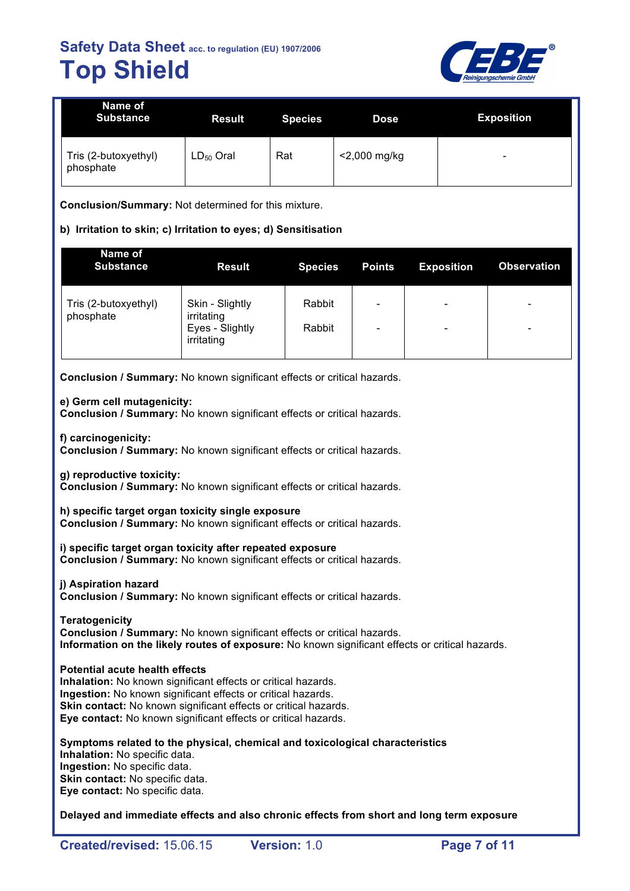| Name of Substance | Result | Species | Dose | Exposition |
|---|---|---|---|---|
| Tris (2-butoxyethyl) phosphate | $LD_{50}$ Oral | Rat | <2,000 mg/kg | - |

**Conclusion/Summary:** Not determined for this mixture.

**b) Irritation to skin; c) Irritation to eyes; d) Sensitisation**

| Name of Substance | Result | Species | Points | Exposition | Observation |
|---|---|---|---|---|---|
| Tris (2-butoxyethyl) phosphate | Skin - Slightly irritating | Rabbit | - | - | - |
| | Eyes - Slightly irritating | Rabbit | - | - | - |

**Conclusion / Summary:** No known significant effects or critical hazards.

**e) Germ cell mutagenicity:**
**Conclusion / Summary:** No known significant effects or critical hazards.

**f) carcinogenicity:**
**Conclusion / Summary:** No known significant effects or critical hazards.

**g) reproductive toxicity:**
**Conclusion / Summary:** No known significant effects or critical hazards.

**h) specific target organ toxicity single exposure**
**Conclusion / Summary:** No known significant effects or critical hazards.

**i) specific target organ toxicity after repeated exposure**
**Conclusion / Summary:** No known significant effects or critical hazards.

**j) Aspiration hazard**
**Conclusion / Summary:** No known significant effects or critical hazards.

**Teratogenicity**
**Conclusion / Summary:** No known significant effects or critical hazards.
**Information on the likely routes of exposure:** No known significant effects or critical hazards.

**Potential acute health effects**
**Inhalation:** No known significant effects or critical hazards.
**Ingestion:** No known significant effects or critical hazards.
**Skin contact:** No known significant effects or critical hazards.
**Eye contact:** No known significant effects or critical hazards.

**Symptoms related to the physical, chemical and toxicological characteristics**
**Inhalation:** No specific data.
**Ingestion:** No specific data.
**Skin contact:** No specific data.
**Eye contact:** No specific data.

**Delayed and immediate effects and also chronic effects from short and long term exposure**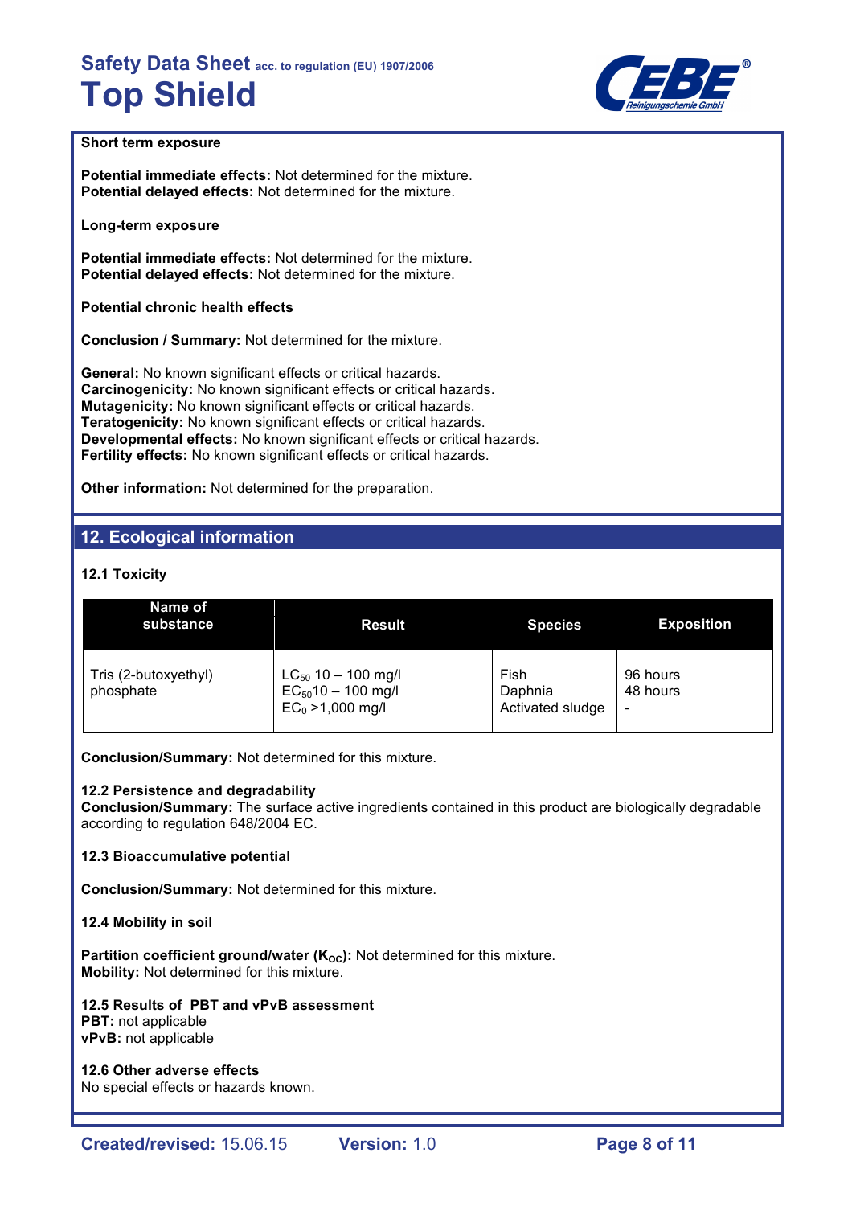**Short term exposure**

**Potential immediate effects:** Not determined for the mixture.
**Potential delayed effects:** Not determined for the mixture.

**Long-term exposure**

**Potential immediate effects:** Not determined for the mixture.
**Potential delayed effects:** Not determined for the mixture.

**Potential chronic health effects**

**Conclusion / Summary:** Not determined for the mixture.

**General:** No known significant effects or critical hazards.
**Carcinogenicity:** No known significant effects or critical hazards.
**Mutagenicity:** No known significant effects or critical hazards.
**Teratogenicity:** No known significant effects or critical hazards.
**Developmental effects:** No known significant effects or critical hazards.
**Fertility effects:** No known significant effects or critical hazards.

**Other information:** Not determined for the preparation.

## 12. Ecological information

### 12.1 Toxicity

| Name of substance | Result | Species | Exposition |
|---|---|---|---|
| Tris (2-butoxyethyl) phosphate | $LC_{50}$ 10 – 100 mg/l<br>$EC_{50}$10 – 100 mg/l<br>$EC_0$ >1,000 mg/l | Fish<br>Daphnia<br>Activated sludge | 96 hours<br>48 hours<br>- |

**Conclusion/Summary:** Not determined for this mixture.

### 12.2 Persistence and degradability

**Conclusion/Summary:** The surface active ingredients contained in this product are biologically degradable according to regulation 648/2004 EC.

### 12.3 Bioaccumulative potential

**Conclusion/Summary:** Not determined for this mixture.

### 12.4 Mobility in soil

**Partition coefficient ground/water ($K_{OC}$):** Not determined for this mixture.
**Mobility:** Not determined for this mixture.

### 12.5 Results of PBT and vPvB assessment

**PBT:** not applicable
**vPvB:** not applicable

### 12.6 Other adverse effects

No special effects or hazards known.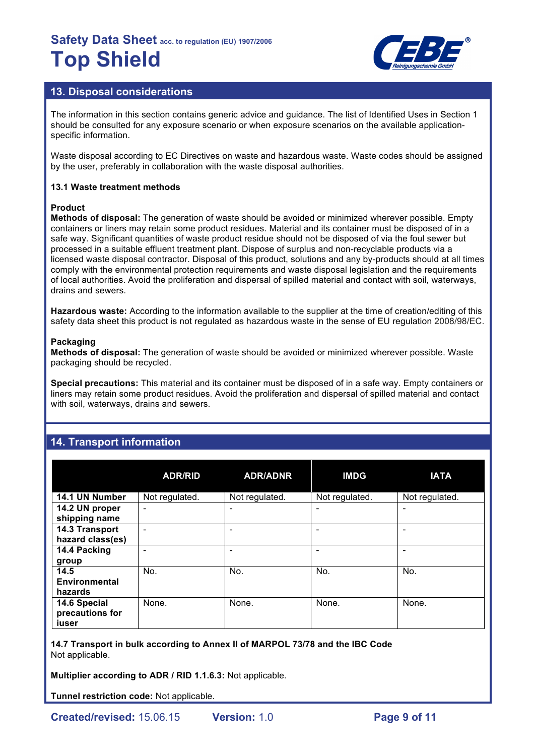## 13. Disposal considerations

The information in this section contains generic advice and guidance. The list of Identified Uses in Section 1 should be consulted for any exposure scenario or when exposure scenarios on the available application-specific information.

Waste disposal according to EC Directives on waste and hazardous waste. Waste codes should be assigned by the user, preferably in collaboration with the waste disposal authorities.

### 13.1 Waste treatment methods

**Product**

**Methods of disposal:** The generation of waste should be avoided or minimized wherever possible. Empty containers or liners may retain some product residues. Material and its container must be disposed of in a safe way. Significant quantities of waste product residue should not be disposed of via the foul sewer but processed in a suitable effluent treatment plant. Dispose of surplus and non-recyclable products via a licensed waste disposal contractor. Disposal of this product, solutions and any by-products should at all times comply with the environmental protection requirements and waste disposal legislation and the requirements of local authorities. Avoid the proliferation and dispersal of spilled material and contact with soil, waterways, drains and sewers.

**Hazardous waste:** According to the information available to the supplier at the time of creation/editing of this safety data sheet this product is not regulated as hazardous waste in the sense of EU regulation 2008/98/EC.

**Packaging**

**Methods of disposal:** The generation of waste should be avoided or minimized wherever possible. Waste packaging should be recycled.

**Special precautions:** This material and its container must be disposed of in a safe way. Empty containers or liners may retain some product residues. Avoid the proliferation and dispersal of spilled material and contact with soil, waterways, drains and sewers.

## 14. Transport information

| | ADR/RID | ADR/ADNR | IMDG | IATA |
|---|---|---|---|---|
| **14.1 UN Number** | Not regulated. | Not regulated. | Not regulated. | Not regulated. |
| **14.2 UN proper shipping name** | - | - | - | - |
| **14.3 Transport hazard class(es)** | - | - | - | - |
| **14.4 Packing group** | - | - | - | - |
| **14.5 Environmental hazards** | No. | No. | No. | No. |
| **14.6 Special precautions for iuser** | None. | None. | None. | None. |

**14.7 Transport in bulk according to Annex II of MARPOL 73/78 and the IBC Code**
Not applicable.

**Multiplier according to ADR / RID 1.1.6.3:** Not applicable.

**Tunnel restriction code:** Not applicable.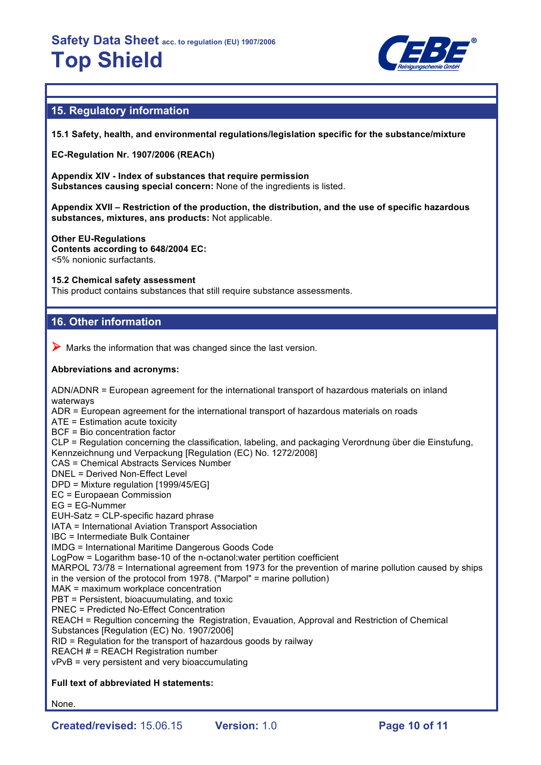## 15. Regulatory information

**15.1 Safety, health, and environmental regulations/legislation specific for the substance/mixture**

**EC-Regulation Nr. 1907/2006 (REACh)**

**Appendix XIV - Index of substances that require permission**
**Substances causing special concern:** None of the ingredients is listed.

**Appendix XVII – Restriction of the production, the distribution, and the use of specific hazardous substances, mixtures, ans products:** Not applicable.

**Other EU-Regulations**
**Contents according to 648/2004 EC:**
<5% nonionic surfactants.

**15.2 Chemical safety assessment**
This product contains substances that still require substance assessments.

## 16. Other information

➤ Marks the information that was changed since the last version.

**Abbreviations and acronyms:**

ADN/ADNR = European agreement for the international transport of hazardous materials on inland waterways
ADR = European agreement for the international transport of hazardous materials on roads
ATE = Estimation acute toxicity
BCF = Bio concentration factor
CLP = Regulation concerning the classification, labeling, and packaging Verordnung über die Einstufung, Kennzeichnung und Verpackung [Regulation (EC) No. 1272/2008]
CAS = Chemical Abstracts Services Number
DNEL = Derived Non-Effect Level
DPD = Mixture regulation [1999/45/EG]
EC = Europaean Commission
EG = EG-Nummer
EUH-Satz = CLP-specific hazard phrase
IATA = International Aviation Transport Association
IBC = Intermediate Bulk Container
IMDG = International Maritime Dangerous Goods Code
LogPow = Logarithm base-10 of the n-octanol:water pertition coefficient
MARPOL 73/78 = International agreement from 1973 for the prevention of marine pollution caused by ships in the version of the protocol from 1978. ("Marpol" = marine pollution)
MAK = maximum workplace concentration
PBT = Persistent, bioacuumulating, and toxic
PNEC = Predicted No-Effect Concentration
REACH = Regultion concerning the Registration, Evauation, Approval and Restriction of Chemical Substances [Regulation (EC) No. 1907/2006]
RID = Regulation for the transport of hazardous goods by railway
REACH # = REACH Registration number
vPvB = very persistent and very bioaccumulating

**Full text of abbreviated H statements:**

None.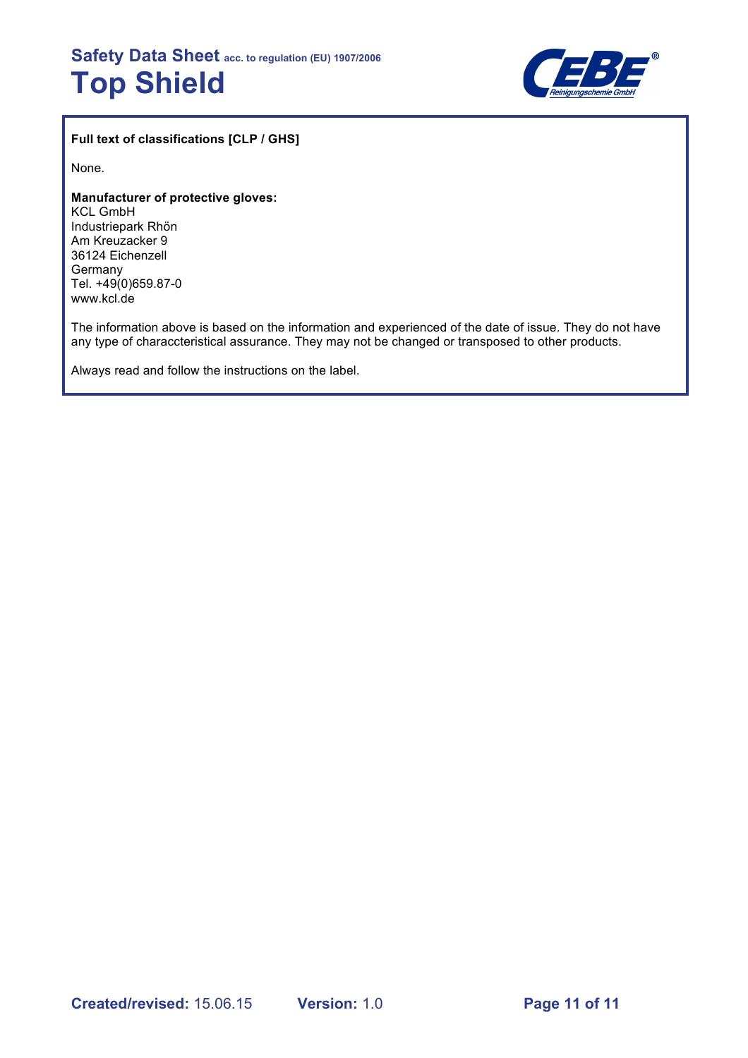**Full text of classifications [CLP / GHS]**

None.

**Manufacturer of protective gloves:**
KCL GmbH
Industriepark Rhön
Am Kreuzacker 9
36124 Eichenzell
Germany
Tel. +49(0)659.87-0
www.kcl.de

The information above is based on the information and experienced of the date of issue. They do not have any type of characcteristical assurance. They may not be changed or transposed to other products.

Always read and follow the instructions on the label.